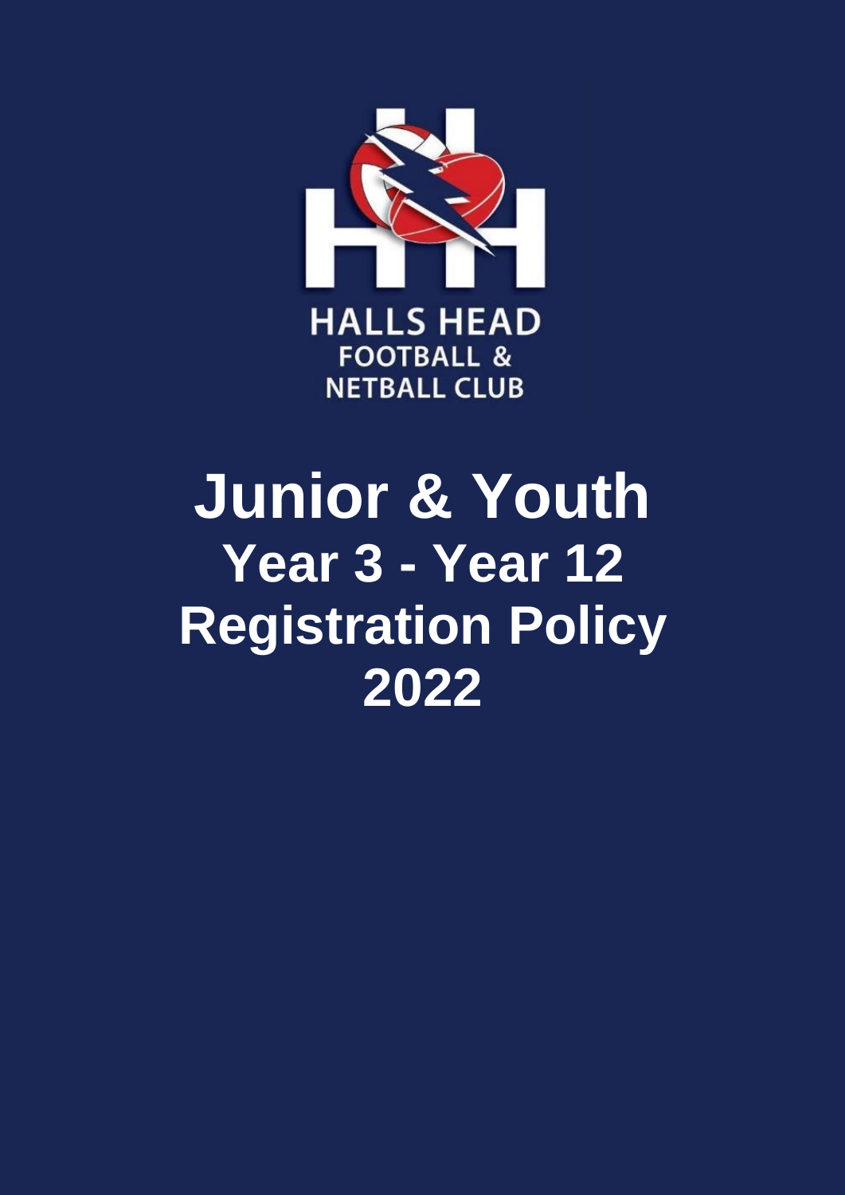HALLS HEAD
FOOTBALL &
NETBALL CLUB

# Junior & Youth

## Year 3 - Year 12

## Registration Policy

## 2022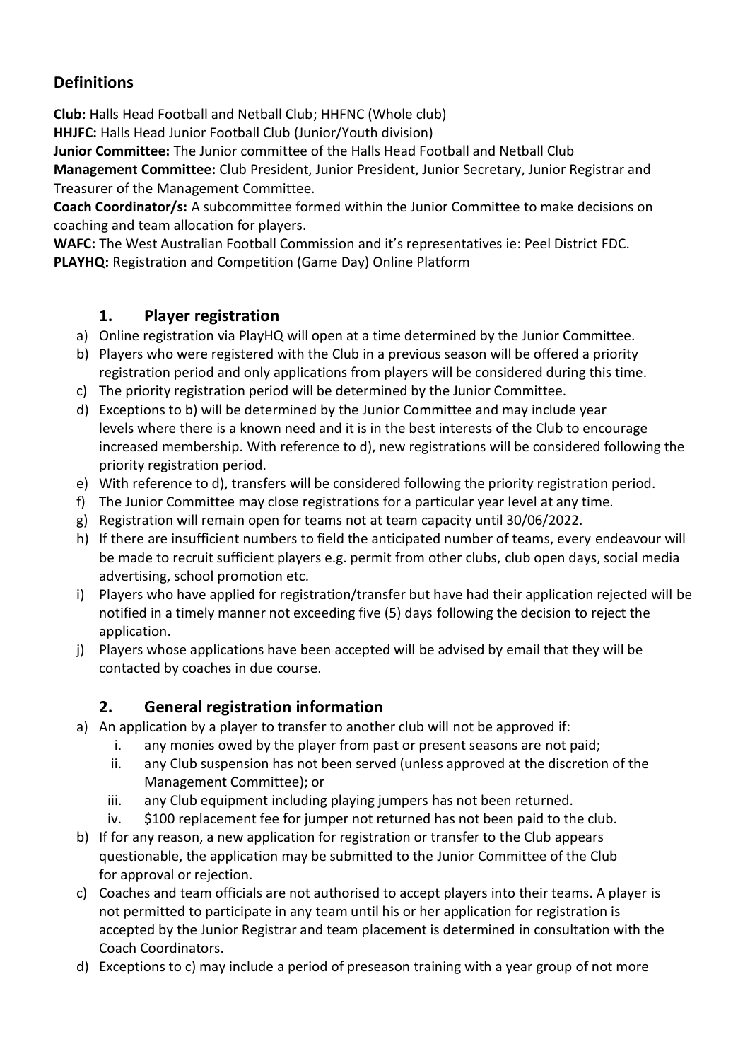## Definitions

**Club:** Halls Head Football and Netball Club; HHFNC (Whole club)
**HHJFC:** Halls Head Junior Football Club (Junior/Youth division)
**Junior Committee:** The Junior committee of the Halls Head Football and Netball Club
**Management Committee:** Club President, Junior President, Junior Secretary, Junior Registrar and Treasurer of the Management Committee.
**Coach Coordinator/s:** A subcommittee formed within the Junior Committee to make decisions on coaching and team allocation for players.
**WAFC:** The West Australian Football Commission and it's representatives ie: Peel District FDC.
**PLAYHQ:** Registration and Competition (Game Day) Online Platform

### 1. Player registration

a) Online registration via PlayHQ will open at a time determined by the Junior Committee.
b) Players who were registered with the Club in a previous season will be offered a priority registration period and only applications from players will be considered during this time.
c) The priority registration period will be determined by the Junior Committee.
d) Exceptions to b) will be determined by the Junior Committee and may include year levels where there is a known need and it is in the best interests of the Club to encourage increased membership. With reference to d), new registrations will be considered following the priority registration period.
e) With reference to d), transfers will be considered following the priority registration period.
f) The Junior Committee may close registrations for a particular year level at any time.
g) Registration will remain open for teams not at team capacity until 30/06/2022.
h) If there are insufficient numbers to field the anticipated number of teams, every endeavour will be made to recruit sufficient players e.g. permit from other clubs, club open days, social media advertising, school promotion etc.
i) Players who have applied for registration/transfer but have had their application rejected will be notified in a timely manner not exceeding five (5) days following the decision to reject the application.
j) Players whose applications have been accepted will be advised by email that they will be contacted by coaches in due course.

### 2. General registration information

a) An application by a player to transfer to another club will not be approved if:
   i. any monies owed by the player from past or present seasons are not paid;
   ii. any Club suspension has not been served (unless approved at the discretion of the Management Committee); or
   iii. any Club equipment including playing jumpers has not been returned.
   iv. $100 replacement fee for jumper not returned has not been paid to the club.
b) If for any reason, a new application for registration or transfer to the Club appears questionable, the application may be submitted to the Junior Committee of the Club for approval or rejection.
c) Coaches and team officials are not authorised to accept players into their teams. A player is not permitted to participate in any team until his or her application for registration is accepted by the Junior Registrar and team placement is determined in consultation with the Coach Coordinators.
d) Exceptions to c) may include a period of preseason training with a year group of not more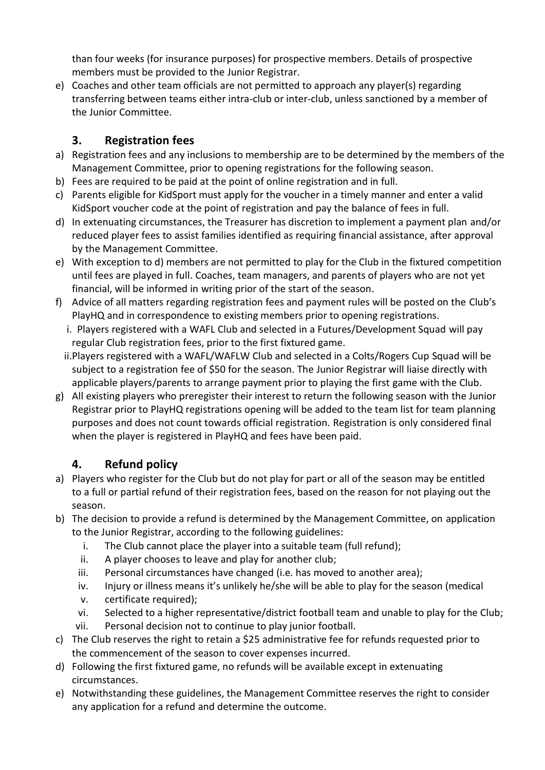than four weeks (for insurance purposes) for prospective members. Details of prospective members must be provided to the Junior Registrar.

e) Coaches and other team officials are not permitted to approach any player(s) regarding transferring between teams either intra-club or inter-club, unless sanctioned by a member of the Junior Committee.

## 3. Registration fees

a) Registration fees and any inclusions to membership are to be determined by the members of the Management Committee, prior to opening registrations for the following season.

b) Fees are required to be paid at the point of online registration and in full.

c) Parents eligible for KidSport must apply for the voucher in a timely manner and enter a valid KidSport voucher code at the point of registration and pay the balance of fees in full.

d) In extenuating circumstances, the Treasurer has discretion to implement a payment plan and/or reduced player fees to assist families identified as requiring financial assistance, after approval by the Management Committee.

e) With exception to d) members are not permitted to play for the Club in the fixtured competition until fees are played in full. Coaches, team managers, and parents of players who are not yet financial, will be informed in writing prior of the start of the season.

f) Advice of all matters regarding registration fees and payment rules will be posted on the Club's PlayHQ and in correspondence to existing members prior to opening registrations.

   i. Players registered with a WAFL Club and selected in a Futures/Development Squad will pay regular Club registration fees, prior to the first fixtured game.

   ii. Players registered with a WAFL/WAFLW Club and selected in a Colts/Rogers Cup Squad will be subject to a registration fee of $50 for the season. The Junior Registrar will liaise directly with applicable players/parents to arrange payment prior to playing the first game with the Club.

g) All existing players who preregister their interest to return the following season with the Junior Registrar prior to PlayHQ registrations opening will be added to the team list for team planning purposes and does not count towards official registration. Registration is only considered final when the player is registered in PlayHQ and fees have been paid.

## 4. Refund policy

a) Players who register for the Club but do not play for part or all of the season may be entitled to a full or partial refund of their registration fees, based on the reason for not playing out the season.

b) The decision to provide a refund is determined by the Management Committee, on application to the Junior Registrar, according to the following guidelines:

   i. The Club cannot place the player into a suitable team (full refund);
   
   ii. A player chooses to leave and play for another club;
   
   iii. Personal circumstances have changed (i.e. has moved to another area);
   
   iv. Injury or illness means it's unlikely he/she will be able to play for the season (medical
   
   v. certificate required);
   
   vi. Selected to a higher representative/district football team and unable to play for the Club;
   
   vii. Personal decision not to continue to play junior football.

c) The Club reserves the right to retain a $25 administrative fee for refunds requested prior to the commencement of the season to cover expenses incurred.

d) Following the first fixtured game, no refunds will be available except in extenuating circumstances.

e) Notwithstanding these guidelines, the Management Committee reserves the right to consider any application for a refund and determine the outcome.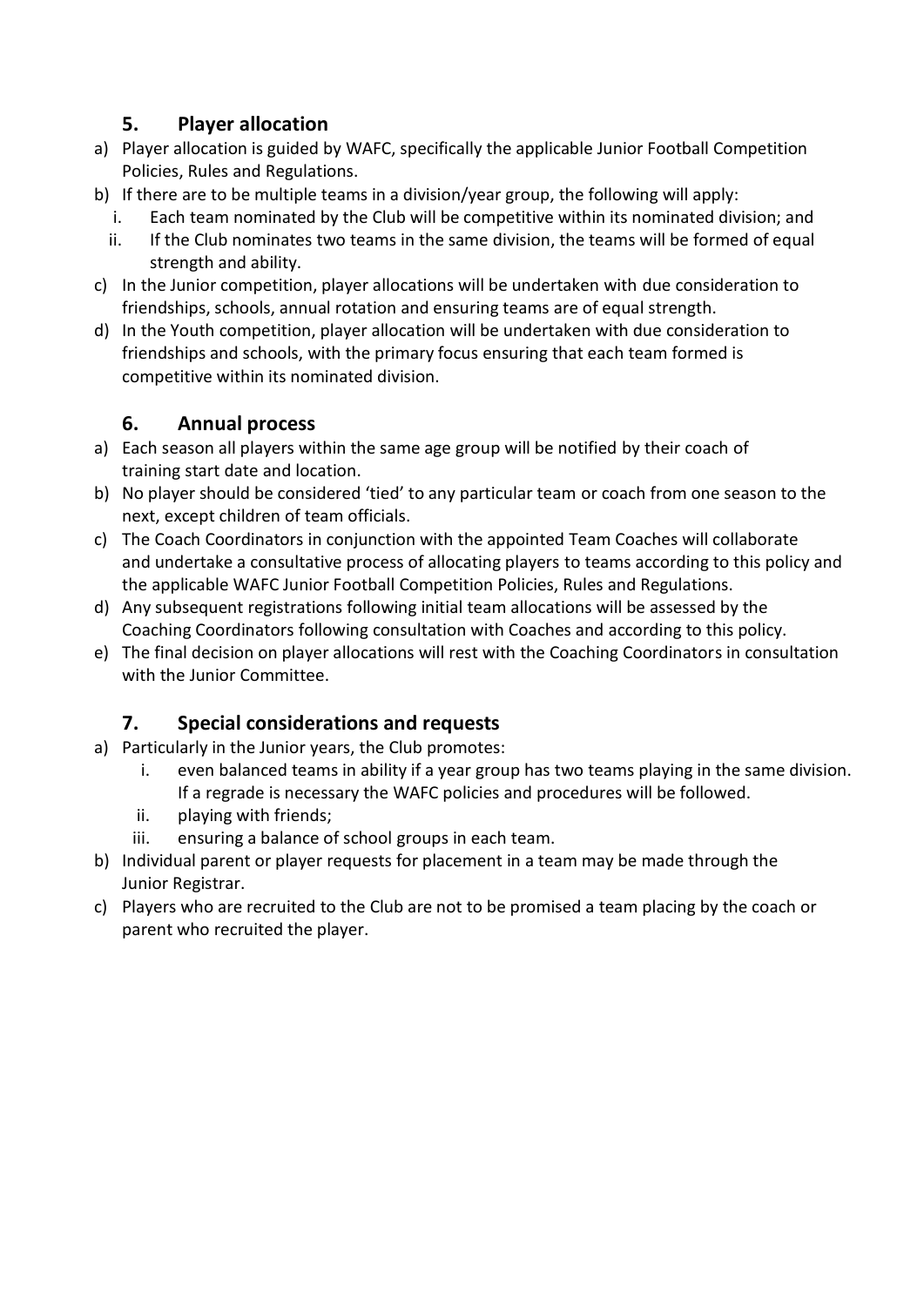## 5. Player allocation

a) Player allocation is guided by WAFC, specifically the applicable Junior Football Competition Policies, Rules and Regulations.

b) If there are to be multiple teams in a division/year group, the following will apply:
   i. Each team nominated by the Club will be competitive within its nominated division; and
   ii. If the Club nominates two teams in the same division, the teams will be formed of equal strength and ability.

c) In the Junior competition, player allocations will be undertaken with due consideration to friendships, schools, annual rotation and ensuring teams are of equal strength.

d) In the Youth competition, player allocation will be undertaken with due consideration to friendships and schools, with the primary focus ensuring that each team formed is competitive within its nominated division.

## 6. Annual process

a) Each season all players within the same age group will be notified by their coach of training start date and location.

b) No player should be considered 'tied' to any particular team or coach from one season to the next, except children of team officials.

c) The Coach Coordinators in conjunction with the appointed Team Coaches will collaborate and undertake a consultative process of allocating players to teams according to this policy and the applicable WAFC Junior Football Competition Policies, Rules and Regulations.

d) Any subsequent registrations following initial team allocations will be assessed by the Coaching Coordinators following consultation with Coaches and according to this policy.

e) The final decision on player allocations will rest with the Coaching Coordinators in consultation with the Junior Committee.

## 7. Special considerations and requests

a) Particularly in the Junior years, the Club promotes:
   i. even balanced teams in ability if a year group has two teams playing in the same division. If a regrade is necessary the WAFC policies and procedures will be followed.
   ii. playing with friends;
   iii. ensuring a balance of school groups in each team.

b) Individual parent or player requests for placement in a team may be made through the Junior Registrar.

c) Players who are recruited to the Club are not to be promised a team placing by the coach or parent who recruited the player.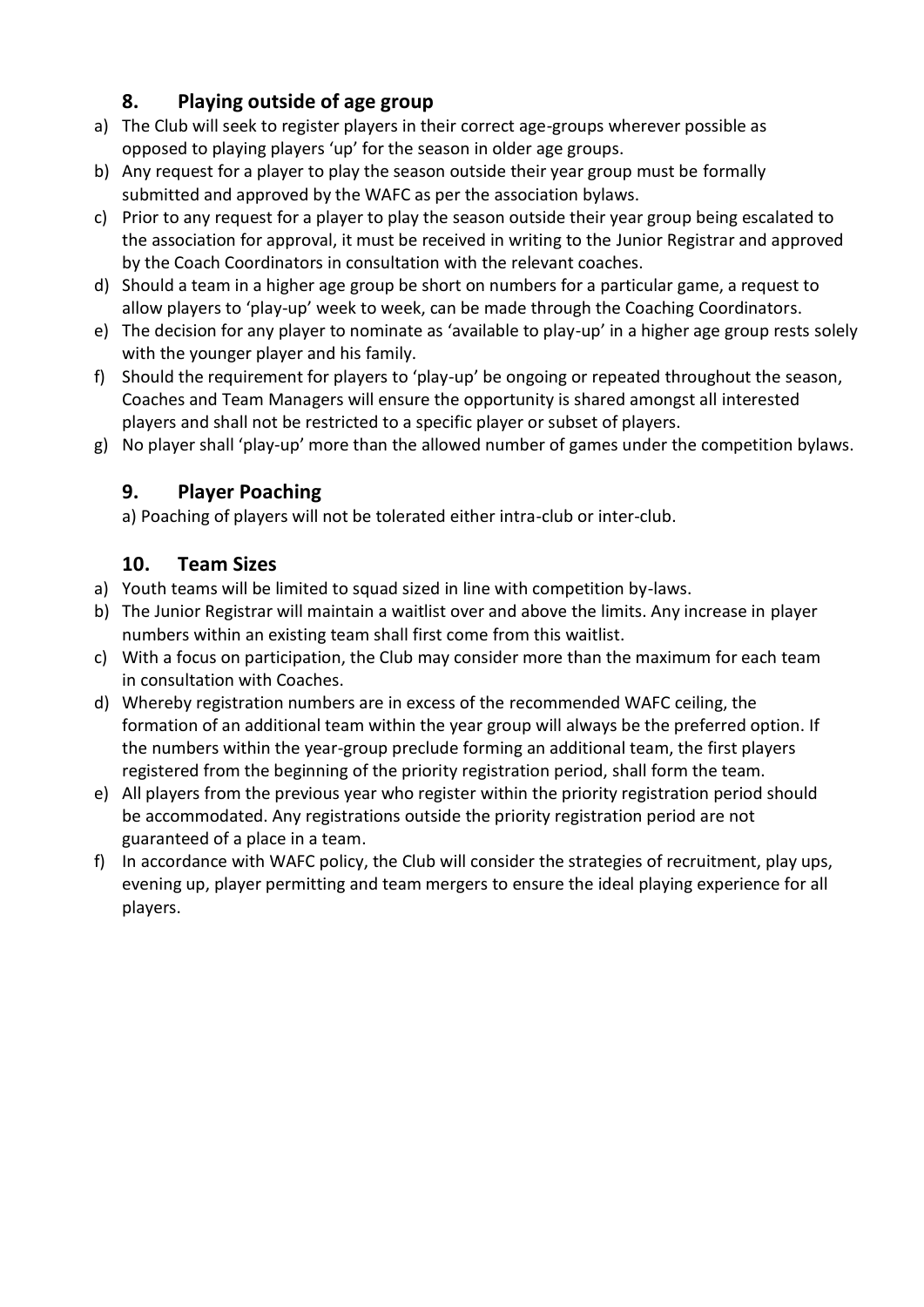## 8. Playing outside of age group

a) The Club will seek to register players in their correct age-groups wherever possible as opposed to playing players 'up' for the season in older age groups.
b) Any request for a player to play the season outside their year group must be formally submitted and approved by the WAFC as per the association bylaws.
c) Prior to any request for a player to play the season outside their year group being escalated to the association for approval, it must be received in writing to the Junior Registrar and approved by the Coach Coordinators in consultation with the relevant coaches.
d) Should a team in a higher age group be short on numbers for a particular game, a request to allow players to 'play-up' week to week, can be made through the Coaching Coordinators.
e) The decision for any player to nominate as 'available to play-up' in a higher age group rests solely with the younger player and his family.
f) Should the requirement for players to 'play-up' be ongoing or repeated throughout the season, Coaches and Team Managers will ensure the opportunity is shared amongst all interested players and shall not be restricted to a specific player or subset of players.
g) No player shall 'play-up' more than the allowed number of games under the competition bylaws.

## 9. Player Poaching

a) Poaching of players will not be tolerated either intra-club or inter-club.

## 10. Team Sizes

a) Youth teams will be limited to squad sized in line with competition by-laws.
b) The Junior Registrar will maintain a waitlist over and above the limits. Any increase in player numbers within an existing team shall first come from this waitlist.
c) With a focus on participation, the Club may consider more than the maximum for each team in consultation with Coaches.
d) Whereby registration numbers are in excess of the recommended WAFC ceiling, the formation of an additional team within the year group will always be the preferred option. If the numbers within the year-group preclude forming an additional team, the first players registered from the beginning of the priority registration period, shall form the team.
e) All players from the previous year who register within the priority registration period should be accommodated. Any registrations outside the priority registration period are not guaranteed of a place in a team.
f) In accordance with WAFC policy, the Club will consider the strategies of recruitment, play ups, evening up, player permitting and team mergers to ensure the ideal playing experience for all players.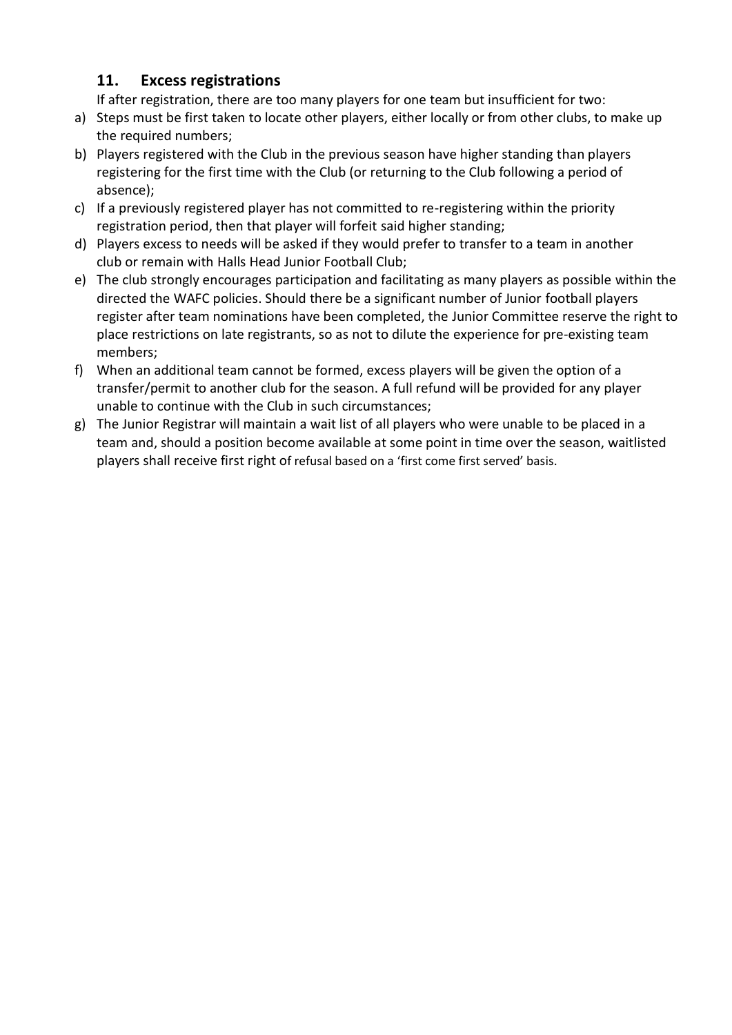## 11. Excess registrations

If after registration, there are too many players for one team but insufficient for two:

a) Steps must be first taken to locate other players, either locally or from other clubs, to make up the required numbers;
b) Players registered with the Club in the previous season have higher standing than players registering for the first time with the Club (or returning to the Club following a period of absence);
c) If a previously registered player has not committed to re-registering within the priority registration period, then that player will forfeit said higher standing;
d) Players excess to needs will be asked if they would prefer to transfer to a team in another club or remain with Halls Head Junior Football Club;
e) The club strongly encourages participation and facilitating as many players as possible within the directed the WAFC policies. Should there be a significant number of Junior football players register after team nominations have been completed, the Junior Committee reserve the right to place restrictions on late registrants, so as not to dilute the experience for pre-existing team members;
f) When an additional team cannot be formed, excess players will be given the option of a transfer/permit to another club for the season. A full refund will be provided for any player unable to continue with the Club in such circumstances;
g) The Junior Registrar will maintain a wait list of all players who were unable to be placed in a team and, should a position become available at some point in time over the season, waitlisted players shall receive first right of refusal based on a 'first come first served' basis.